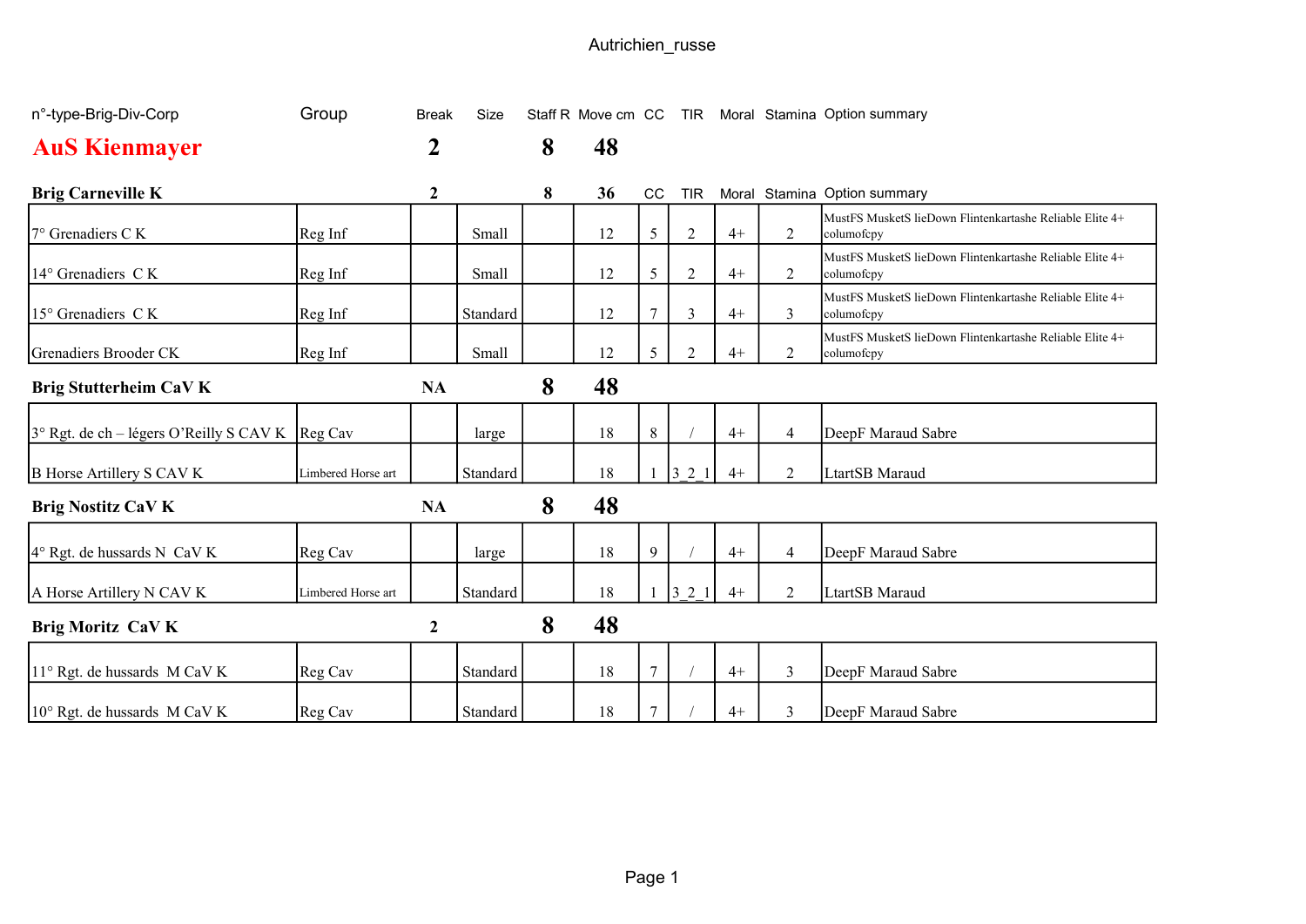Autrichien_russe

| n°-type-Brig-Div-Corp | Group | Break | Size | Staff R | Move cm | CC | TIR | Moral | Stamina | Option summary |
|---|---|---|---|---|---|---|---|---|---|---|
| **AuS Kienmayer** | | **2** | | **8** | **48** | | | | | |
| **Brig Carneville K** | | **2** | | **8** | **36** | CC | TIR | Moral | Stamina | Option summary |
| 7° Grenadiers C K | Reg Inf | | Small | | 12 | 5 | 2 | 4+ | 2 | MustFS MusketS lieDown Flintenkartashe Reliable Elite 4+ columofcpy |
| 14° Grenadiers C K | Reg Inf | | Small | | 12 | 5 | 2 | 4+ | 2 | MustFS MusketS lieDown Flintenkartashe Reliable Elite 4+ columofcpy |
| 15° Grenadiers C K | Reg Inf | | Standard | | 12 | 7 | 3 | 4+ | 3 | MustFS MusketS lieDown Flintenkartashe Reliable Elite 4+ columofcpy |
| Grenadiers Brooder CK | Reg Inf | | Small | | 12 | 5 | 2 | 4+ | 2 | MustFS MusketS lieDown Flintenkartashe Reliable Elite 4+ columofcpy |
| **Brig Stutterheim CaV K** | | **NA** | | **8** | **48** | | | | | |
| 3° Rgt. de ch – légers O'Reilly S CAV K | Reg Cav | | large | | 18 | 8 | / | 4+ | 4 | DeepF Maraud Sabre |
| B Horse Artillery S CAV K | Limbered Horse art | | Standard | | 18 | 1 | 3_2_1 | 4+ | 2 | LtartSB Maraud |
| **Brig Nostitz CaV K** | | **NA** | | **8** | **48** | | | | | |
| 4° Rgt. de hussards N CaV K | Reg Cav | | large | | 18 | 9 | / | 4+ | 4 | DeepF Maraud Sabre |
| A Horse Artillery N CAV K | Limbered Horse art | | Standard | | 18 | 1 | 3_2_1 | 4+ | 2 | LtartSB Maraud |
| **Brig Moritz CaV K** | | **2** | | **8** | **48** | | | | | |
| 11° Rgt. de hussards M CaV K | Reg Cav | | Standard | | 18 | 7 | / | 4+ | 3 | DeepF Maraud Sabre |
| 10° Rgt. de hussards M CaV K | Reg Cav | | Standard | | 18 | 7 | / | 4+ | 3 | DeepF Maraud Sabre |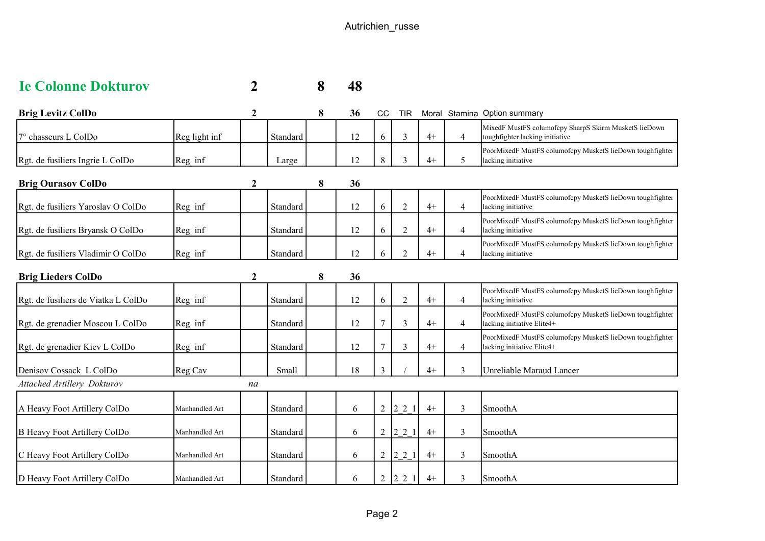# Ie Colonne Dokturov

| | | 2 | | 8 | 48 | | | | | |
|---|---|---|---|---|---|---|---|---|---|---|
| **Brig Levitz ColDo** | | **2** | | **8** | **36** | CC | TIR | Moral | Stamina | Option summary |
| 7° chasseurs L ColDo | Reg light inf | | Standard | | 12 | 6 | 3 | 4+ | 4 | MixedF MustFS columofcpy SharpS Skirm MusketS lieDown toughfighter lacking initiative |
| Rgt. de fusiliers Ingrie L ColDo | Reg inf | | Large | | 12 | 8 | 3 | 4+ | 5 | PoorMixedF MustFS columofcpy MusketS lieDown toughfighter lacking initiative |
| **Brig Ourasov ColDo** | | **2** | | **8** | **36** | | | | | |
| Rgt. de fusiliers Yaroslav O ColDo | Reg inf | | Standard | | 12 | 6 | 2 | 4+ | 4 | PoorMixedF MustFS columofcpy MusketS lieDown toughfighter lacking initiative |
| Rgt. de fusiliers Bryansk O ColDo | Reg inf | | Standard | | 12 | 6 | 2 | 4+ | 4 | PoorMixedF MustFS columofcpy MusketS lieDown toughfighter lacking initiative |
| Rgt. de fusiliers Vladimir O ColDo | Reg inf | | Standard | | 12 | 6 | 2 | 4+ | 4 | PoorMixedF MustFS columofcpy MusketS lieDown toughfighter lacking initiative |
| **Brig Lieders ColDo** | | **2** | | **8** | **36** | | | | | |
| Rgt. de fusiliers de Viatka L ColDo | Reg inf | | Standard | | 12 | 6 | 2 | 4+ | 4 | PoorMixedF MustFS columofcpy MusketS lieDown toughfighter lacking initiative |
| Rgt. de grenadier Moscou L ColDo | Reg inf | | Standard | | 12 | 7 | 3 | 4+ | 4 | PoorMixedF MustFS columofcpy MusketS lieDown toughfighter lacking initiative Elite4+ |
| Rgt. de grenadier Kiev L ColDo | Reg inf | | Standard | | 12 | 7 | 3 | 4+ | 4 | PoorMixedF MustFS columofcpy MusketS lieDown toughfighter lacking initiative Elite4+ |
| Denisov Cossack L ColDo | Reg Cav | | Small | | 18 | 3 | / | 4+ | 3 | Unreliable Maraud Lancer |
| *Attached Artillery Dokturov* | | *na* | | | | | | | | |
| A Heavy Foot Artillery ColDo | Manhandled Art | | Standard | | 6 | 2 | 2_2_1 | 4+ | 3 | SmoothA |
| B Heavy Foot Artillery ColDo | Manhandled Art | | Standard | | 6 | 2 | 2_2_1 | 4+ | 3 | SmoothA |
| C Heavy Foot Artillery ColDo | Manhandled Art | | Standard | | 6 | 2 | 2_2_1 | 4+ | 3 | SmoothA |
| D Heavy Foot Artillery ColDo | Manhandled Art | | Standard | | 6 | 2 | 2_2_1 | 4+ | 3 | SmoothA |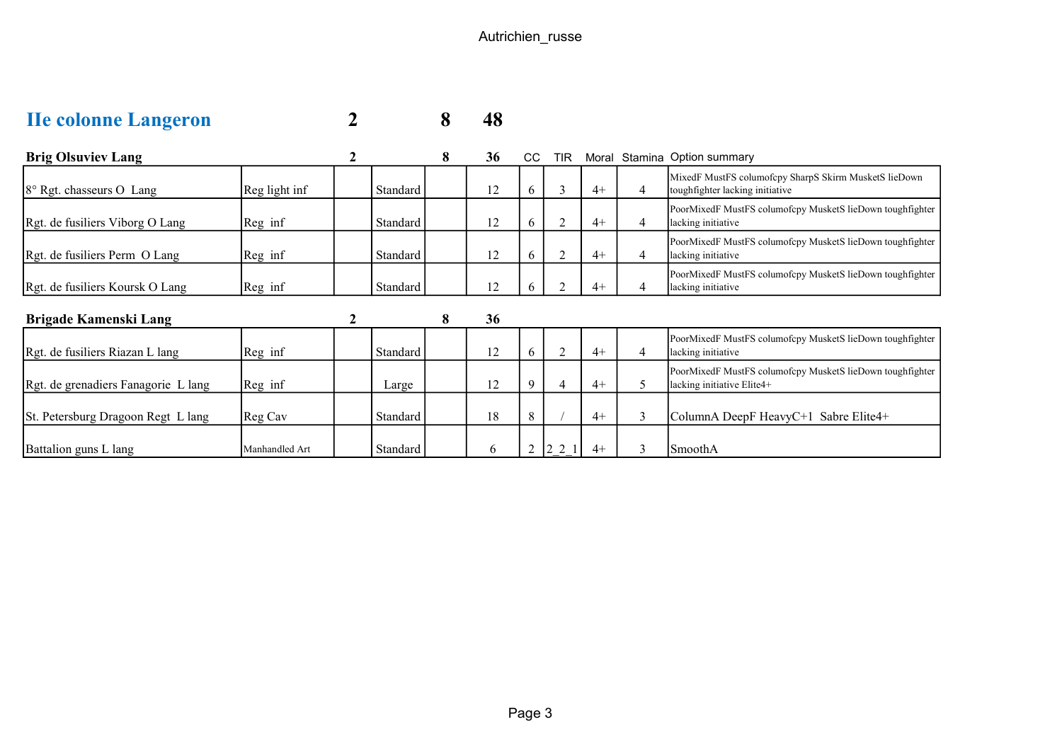## IIe colonne Langeron 2 8 48

| Brig Olsuviev Lang | | 2 | | 8 | 36 | CC | TIR | Moral | Stamina | Option summary |
|---|---|---|---|---|---|---|---|---|---|---|
| 8° Rgt. chasseurs O Lang | Reg light inf | | Standard | | 12 | 6 | 3 | 4+ | 4 | MixedF MustFS columofcpy SharpS Skirm MusketS lieDown toughfighter lacking initiative |
| Rgt. de fusiliers Viborg O Lang | Reg inf | | Standard | | 12 | 6 | 2 | 4+ | 4 | PoorMixedF MustFS columofcpy MusketS lieDown toughfighter lacking initiative |
| Rgt. de fusiliers Perm O Lang | Reg inf | | Standard | | 12 | 6 | 2 | 4+ | 4 | PoorMixedF MustFS columofcpy MusketS lieDown toughfighter lacking initiative |
| Rgt. de fusiliers Koursk O Lang | Reg inf | | Standard | | 12 | 6 | 2 | 4+ | 4 | PoorMixedF MustFS columofcpy MusketS lieDown toughfighter lacking initiative |

| Brigade Kamenski Lang | | 2 | | 8 | 36 | | | | | |
|---|---|---|---|---|---|---|---|---|---|---|
| Rgt. de fusiliers Riazan L lang | Reg inf | | Standard | | 12 | 6 | 2 | 4+ | 4 | PoorMixedF MustFS columofcpy MusketS lieDown toughfighter lacking initiative |
| Rgt. de grenadiers Fanagorie L lang | Reg inf | | Large | | 12 | 9 | 4 | 4+ | 5 | PoorMixedF MustFS columofcpy MusketS lieDown toughfighter lacking initiative Elite4+ |
| St. Petersburg Dragoon Regt L lang | Reg Cav | | Standard | | 18 | 8 | / | 4+ | 3 | ColumnA DeepF HeavyC+1 Sabre Elite4+ |
| Battalion guns L lang | Manhandled Art | | Standard | | 6 | 2 | 2_2_1 | 4+ | 3 | SmoothA |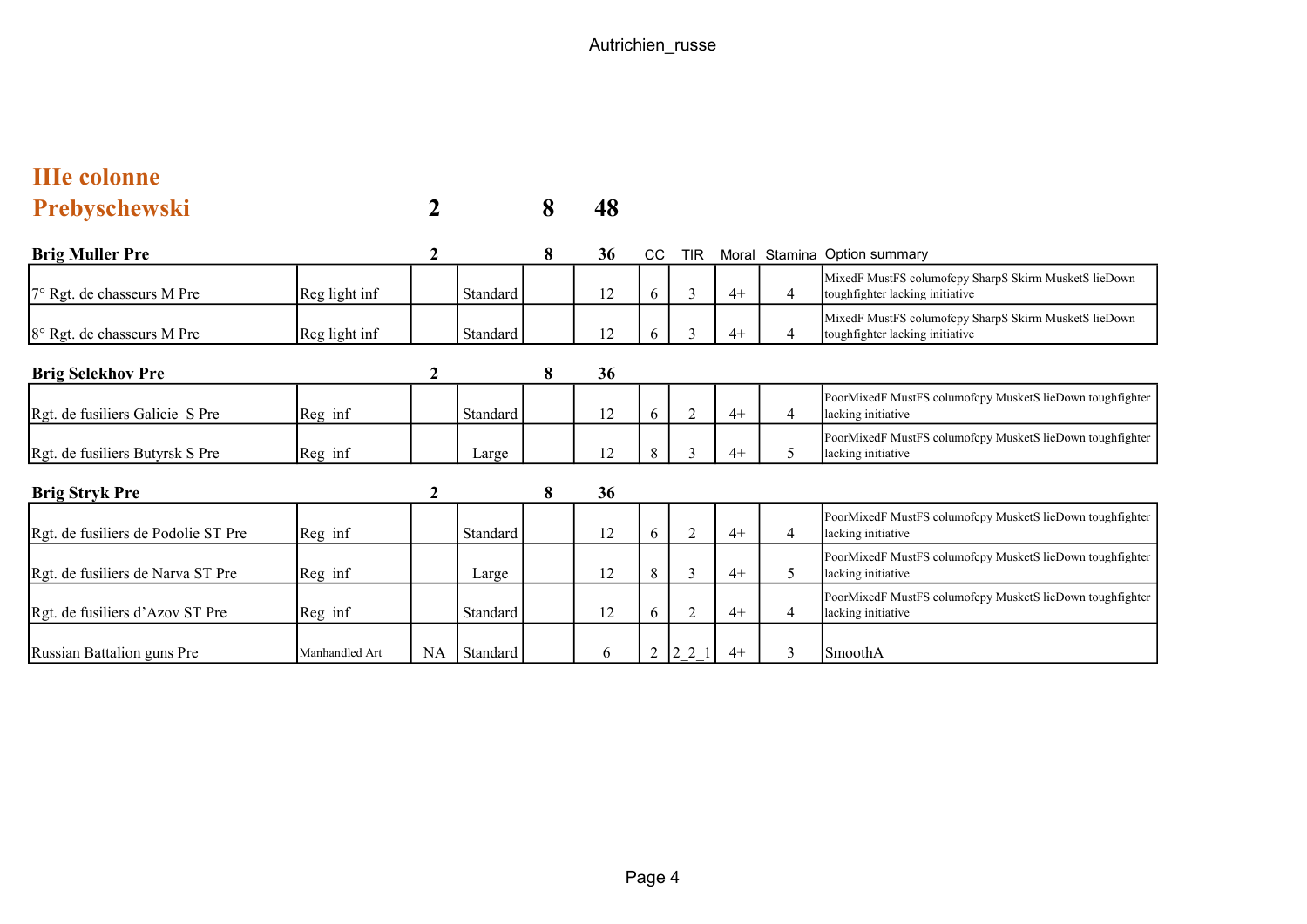# IIIe colonne

## Prebyschewski — 2 — 8 — 48

| Brig Muller Pre | | 2 | | 8 | 36 | CC | TIR | Moral | Stamina | Option summary |
|---|---|---|---|---|---|---|---|---|---|---|
| 7° Rgt. de chasseurs M Pre | Reg light inf | | Standard | | 12 | 6 | 3 | 4+ | 4 | MixedF MustFS columofcpy SharpS Skirm MusketS lieDown toughfighter lacking initiative |
| 8° Rgt. de chasseurs M Pre | Reg light inf | | Standard | | 12 | 6 | 3 | 4+ | 4 | MixedF MustFS columofcpy SharpS Skirm MusketS lieDown toughfighter lacking initiative |
| **Brig Selekhov Pre** | | **2** | | **8** | **36** | | | | | |
| Rgt. de fusiliers Galicie S Pre | Reg inf | | Standard | | 12 | 6 | 2 | 4+ | 4 | PoorMixedF MustFS columofcpy MusketS lieDown toughfighter lacking initiative |
| Rgt. de fusiliers Butyrsk S Pre | Reg inf | | Large | | 12 | 8 | 3 | 4+ | 5 | PoorMixedF MustFS columofcpy MusketS lieDown toughfighter lacking initiative |
| **Brig Stryk Pre** | | **2** | | **8** | **36** | | | | | |
| Rgt. de fusiliers de Podolie ST Pre | Reg inf | | Standard | | 12 | 6 | 2 | 4+ | 4 | PoorMixedF MustFS columofcpy MusketS lieDown toughfighter lacking initiative |
| Rgt. de fusiliers de Narva ST Pre | Reg inf | | Large | | 12 | 8 | 3 | 4+ | 5 | PoorMixedF MustFS columofcpy MusketS lieDown toughfighter lacking initiative |
| Rgt. de fusiliers d'Azov ST Pre | Reg inf | | Standard | | 12 | 6 | 2 | 4+ | 4 | PoorMixedF MustFS columofcpy MusketS lieDown toughfighter lacking initiative |
| Russian Battalion guns Pre | Manhandled Art | NA | Standard | | 6 | 2 | 2_2_1 | 4+ | 3 | SmoothA |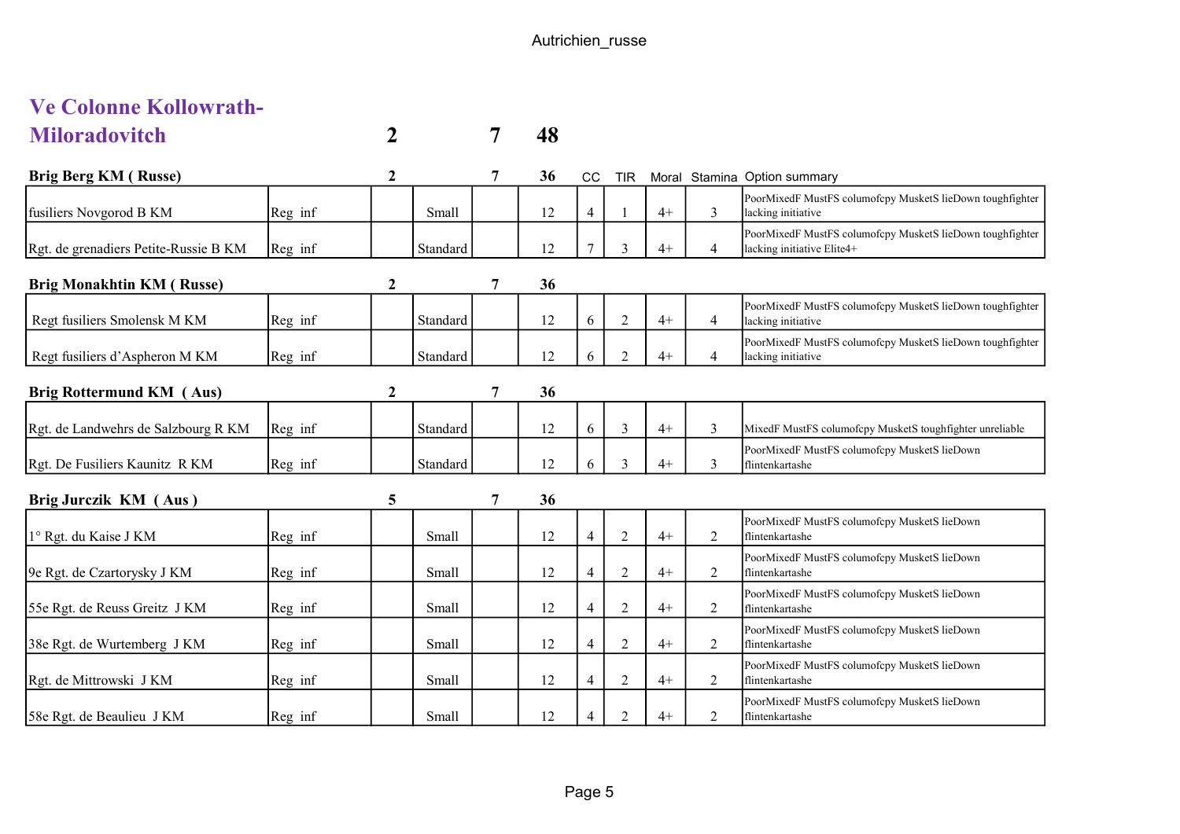## Ve Colonne Kollowrath-Miloradovitch 2 7 48

| Brig Berg KM ( Russe) | | 2 | | 7 | 36 | CC | TIR | Moral | Stamina | Option summary |
|---|---|---|---|---|---|---|---|---|---|---|
| fusiliers Novgorod B KM | Reg inf | | Small | | 12 | 4 | 1 | 4+ | 3 | PoorMixedF MustFS columofcpy MusketS lieDown toughfighter lacking initiative |
| Rgt. de grenadiers Petite-Russie B KM | Reg inf | | Standard | | 12 | 7 | 3 | 4+ | 4 | PoorMixedF MustFS columofcpy MusketS lieDown toughfighter lacking initiative Elite4+ |
| **Brig Monakhtin KM ( Russe)** | | **2** | | **7** | **36** | | | | | |
| Regt fusiliers Smolensk M KM | Reg inf | | Standard | | 12 | 6 | 2 | 4+ | 4 | PoorMixedF MustFS columofcpy MusketS lieDown toughfighter lacking initiative |
| Regt fusiliers d'Aspheron M KM | Reg inf | | Standard | | 12 | 6 | 2 | 4+ | 4 | PoorMixedF MustFS columofcpy MusketS lieDown toughfighter lacking initiative |
| **Brig Rottermund KM ( Aus)** | | **2** | | **7** | **36** | | | | | |
| Rgt. de Landwehrs de Salzbourg R KM | Reg inf | | Standard | | 12 | 6 | 3 | 4+ | 3 | MixedF MustFS columofcpy MusketS toughfighter unreliable |
| Rgt. De Fusiliers Kaunitz R KM | Reg inf | | Standard | | 12 | 6 | 3 | 4+ | 3 | PoorMixedF MustFS columofcpy MusketS lieDown flintenkartashe |
| **Brig Jurczik KM ( Aus )** | | **5** | | **7** | **36** | | | | | |
| 1° Rgt. du Kaise J KM | Reg inf | | Small | | 12 | 4 | 2 | 4+ | 2 | PoorMixedF MustFS columofcpy MusketS lieDown flintenkartashe |
| 9e Rgt. de Czartorysky J KM | Reg inf | | Small | | 12 | 4 | 2 | 4+ | 2 | PoorMixedF MustFS columofcpy MusketS lieDown flintenkartashe |
| 55e Rgt. de Reuss Greitz J KM | Reg inf | | Small | | 12 | 4 | 2 | 4+ | 2 | PoorMixedF MustFS columofcpy MusketS lieDown flintenkartashe |
| 38e Rgt. de Wurtemberg J KM | Reg inf | | Small | | 12 | 4 | 2 | 4+ | 2 | PoorMixedF MustFS columofcpy MusketS lieDown flintenkartashe |
| Rgt. de Mittrowski J KM | Reg inf | | Small | | 12 | 4 | 2 | 4+ | 2 | PoorMixedF MustFS columofcpy MusketS lieDown flintenkartashe |
| 58e Rgt. de Beaulieu J KM | Reg inf | | Small | | 12 | 4 | 2 | 4+ | 2 | PoorMixedF MustFS columofcpy MusketS lieDown flintenkartashe |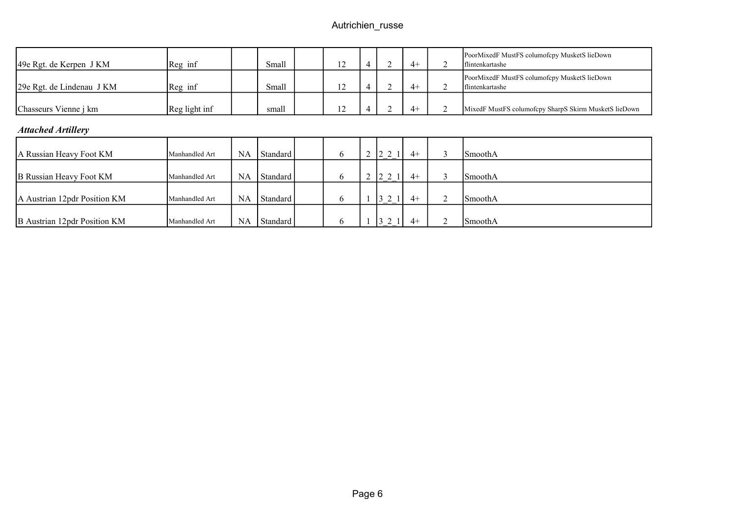| | | | | | | | | | | |
|---|---|---|---|---|---|---|---|---|---|---|
| 49e Rgt. de Kerpen J KM | Reg inf | | Small | | 12 | 4 | 2 | 4+ | 2 | PoorMixedF MustFS columofcpy MusketS lieDown flintenkartashe |
| 29e Rgt. de Lindenau J KM | Reg inf | | Small | | 12 | 4 | 2 | 4+ | 2 | PoorMixedF MustFS columofcpy MusketS lieDown flintenkartashe |
| Chasseurs Vienne j km | Reg light inf | | small | | 12 | 4 | 2 | 4+ | 2 | MixedF MustFS columofcpy SharpS Skirm MusketS lieDown |

***Attached Artillery***

| | | | | | | | | | | |
|---|---|---|---|---|---|---|---|---|---|---|
| A Russian Heavy Foot KM | Manhandled Art | NA | Standard | | 6 | 2 | 2_2_1 | 4+ | 3 | SmoothA |
| B Russian Heavy Foot KM | Manhandled Art | NA | Standard | | 6 | 2 | 2_2_1 | 4+ | 3 | SmoothA |
| A Austrian 12pdr Position KM | Manhandled Art | NA | Standard | | 6 | 1 | 3_2_1 | 4+ | 2 | SmoothA |
| B Austrian 12pdr Position KM | Manhandled Art | NA | Standard | | 6 | 1 | 3_2_1 | 4+ | 2 | SmoothA |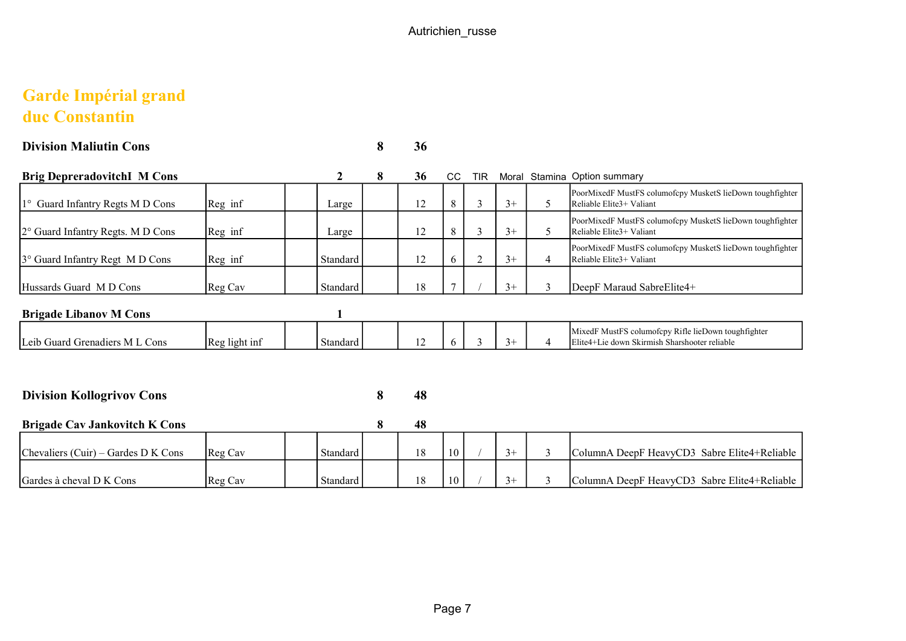# Garde Impérial grand duc Constantin

**Division Maliutin Cons** 8 36

**Brig DepreradovitchI M Cons** 2 8 36

| | | | | | | CC | TIR | Moral | Stamina | Option summary |
|---|---|---|---|---|---|---|---|---|---|---|
| 1° Guard Infantry Regts M D Cons | Reg inf | | Large | | 12 | 8 | 3 | 3+ | 5 | PoorMixedF MustFS columofcpy MusketS lieDown toughfighter Reliable Elite3+ Valiant |
| 2° Guard Infantry Regts. M D Cons | Reg inf | | Large | | 12 | 8 | 3 | 3+ | 5 | PoorMixedF MustFS columofcpy MusketS lieDown toughfighter Reliable Elite3+ Valiant |
| 3° Guard Infantry Regt M D Cons | Reg inf | | Standard | | 12 | 6 | 2 | 3+ | 4 | PoorMixedF MustFS columofcpy MusketS lieDown toughfighter Reliable Elite3+ Valiant |
| Hussards Guard M D Cons | Reg Cav | | Standard | | 18 | 7 | / | 3+ | 3 | DeepF Maraud SabreElite4+ |

**Brigade Libanov M Cons** 1

| | | | | | | | | | | |
|---|---|---|---|---|---|---|---|---|---|---|
| Leib Guard Grenadiers M L Cons | Reg light inf | | Standard | | 12 | 6 | 3 | 3+ | 4 | MixedF MustFS columofcpy Rifle lieDown toughfighter Elite4+Lie down Skirmish Sharshooter reliable |

**Division Kollogrivov Cons** 8 48

**Brigade Cav Jankovitch K Cons** 8 48

| | | | | | | | | | | |
|---|---|---|---|---|---|---|---|---|---|---|
| Chevaliers (Cuir) – Gardes D K Cons | Reg Cav | | Standard | | 18 | 10 | / | 3+ | 3 | ColumnA DeepF HeavyCD3 Sabre Elite4+Reliable |
| Gardes à cheval D K Cons | Reg Cav | | Standard | | 18 | 10 | / | 3+ | 3 | ColumnA DeepF HeavyCD3 Sabre Elite4+Reliable |